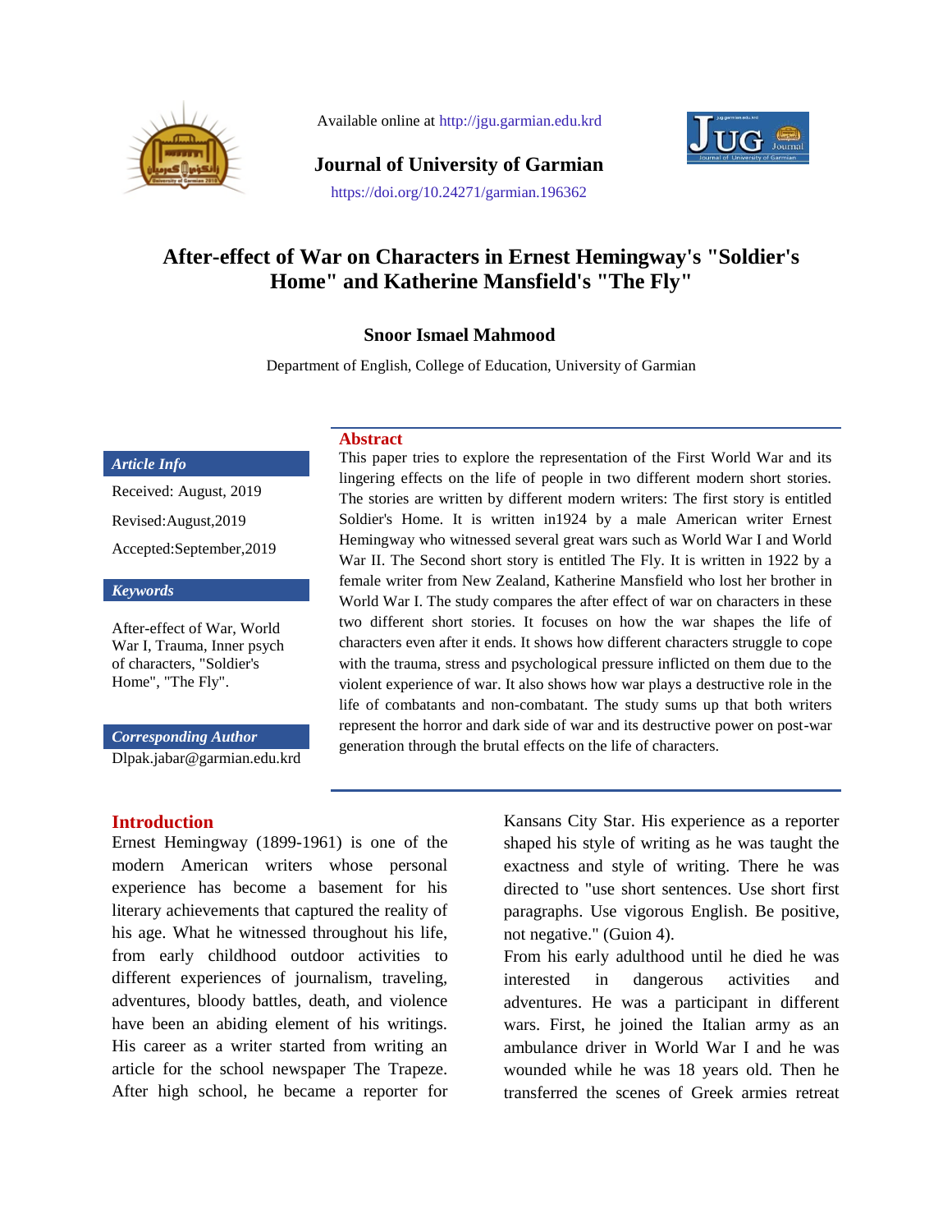Available online at http://jgu.garmian.edu.krd

**Journal of University of Garmian**

https://doi.org/10.24271/garmian.196362

# After-effect of War on Characters in Ernest Hemingway's "Soldier's Home" and Katherine Mansfield's "The Fly"

**Snoor Ismael Mahmood**

Department of English, College of Education, University of Garmian

***Article Info***

Received: August, 2019

Revised:August,2019

Accepted:September,2019

***Keywords***

After-effect of War, World War I, Trauma, Inner psych of characters, "Soldier's Home", "The Fly".

***Corresponding Author***

Dlpak.jabar@garmian.edu.krd

## Abstract

This paper tries to explore the representation of the First World War and its lingering effects on the life of people in two different modern short stories. The stories are written by different modern writers: The first story is entitled Soldier's Home. It is written in1924 by a male American writer Ernest Hemingway who witnessed several great wars such as World War I and World War II. The Second short story is entitled The Fly. It is written in 1922 by a female writer from New Zealand, Katherine Mansfield who lost her brother in World War I. The study compares the after effect of war on characters in these two different short stories. It focuses on how the war shapes the life of characters even after it ends. It shows how different characters struggle to cope with the trauma, stress and psychological pressure inflicted on them due to the violent experience of war. It also shows how war plays a destructive role in the life of combatants and non-combatant. The study sums up that both writers represent the horror and dark side of war and its destructive power on post-war generation through the brutal effects on the life of characters.

## Introduction

Ernest Hemingway (1899-1961) is one of the modern American writers whose personal experience has become a basement for his literary achievements that captured the reality of his age. What he witnessed throughout his life, from early childhood outdoor activities to different experiences of journalism, traveling, adventures, bloody battles, death, and violence have been an abiding element of his writings. His career as a writer started from writing an article for the school newspaper The Trapeze. After high school, he became a reporter for Kansans City Star. His experience as a reporter shaped his style of writing as he was taught the exactness and style of writing. There he was directed to "use short sentences. Use short first paragraphs. Use vigorous English. Be positive, not negative." (Guion 4).

From his early adulthood until he died he was interested in dangerous activities and adventures. He was a participant in different wars. First, he joined the Italian army as an ambulance driver in World War I and he was wounded while he was 18 years old. Then he transferred the scenes of Greek armies retreat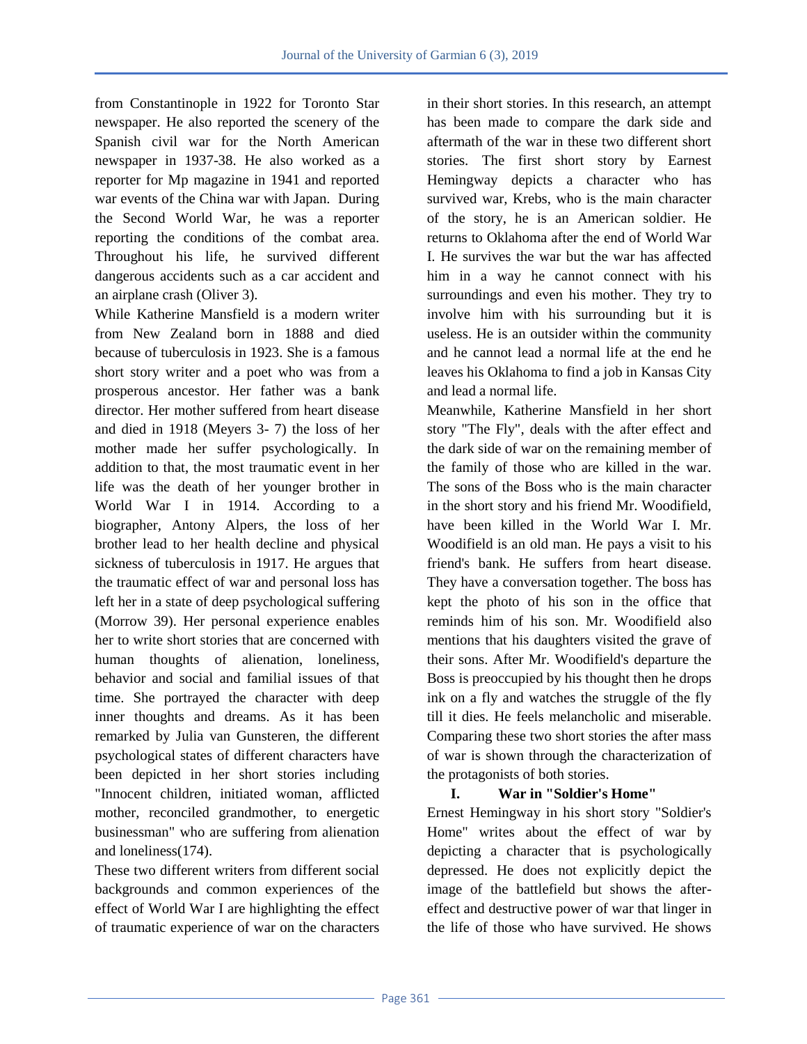from Constantinople in 1922 for Toronto Star newspaper. He also reported the scenery of the Spanish civil war for the North American newspaper in 1937-38. He also worked as a reporter for Mp magazine in 1941 and reported war events of the China war with Japan. During the Second World War, he was a reporter reporting the conditions of the combat area. Throughout his life, he survived different dangerous accidents such as a car accident and an airplane crash (Oliver 3).

While Katherine Mansfield is a modern writer from New Zealand born in 1888 and died because of tuberculosis in 1923. She is a famous short story writer and a poet who was from a prosperous ancestor. Her father was a bank director. Her mother suffered from heart disease and died in 1918 (Meyers 3- 7) the loss of her mother made her suffer psychologically. In addition to that, the most traumatic event in her life was the death of her younger brother in World War I in 1914. According to a biographer, Antony Alpers, the loss of her brother lead to her health decline and physical sickness of tuberculosis in 1917. He argues that the traumatic effect of war and personal loss has left her in a state of deep psychological suffering (Morrow 39). Her personal experience enables her to write short stories that are concerned with human thoughts of alienation, loneliness, behavior and social and familial issues of that time. She portrayed the character with deep inner thoughts and dreams. As it has been remarked by Julia van Gunsteren, the different psychological states of different characters have been depicted in her short stories including "Innocent children, initiated woman, afflicted mother, reconciled grandmother, to energetic businessman" who are suffering from alienation and loneliness(174).

These two different writers from different social backgrounds and common experiences of the effect of World War I are highlighting the effect of traumatic experience of war on the characters in their short stories. In this research, an attempt has been made to compare the dark side and aftermath of the war in these two different short stories. The first short story by Earnest Hemingway depicts a character who has survived war, Krebs, who is the main character of the story, he is an American soldier. He returns to Oklahoma after the end of World War I. He survives the war but the war has affected him in a way he cannot connect with his surroundings and even his mother. They try to involve him with his surrounding but it is useless. He is an outsider within the community and he cannot lead a normal life at the end he leaves his Oklahoma to find a job in Kansas City and lead a normal life.

Meanwhile, Katherine Mansfield in her short story "The Fly", deals with the after effect and the dark side of war on the remaining member of the family of those who are killed in the war. The sons of the Boss who is the main character in the short story and his friend Mr. Woodifield, have been killed in the World War I. Mr. Woodifield is an old man. He pays a visit to his friend's bank. He suffers from heart disease. They have a conversation together. The boss has kept the photo of his son in the office that reminds him of his son. Mr. Woodifield also mentions that his daughters visited the grave of their sons. After Mr. Woodifield's departure the Boss is preoccupied by his thought then he drops ink on a fly and watches the struggle of the fly till it dies. He feels melancholic and miserable. Comparing these two short stories the after mass of war is shown through the characterization of the protagonists of both stories.

## I. War in "Soldier's Home"

Ernest Hemingway in his short story "Soldier's Home" writes about the effect of war by depicting a character that is psychologically depressed. He does not explicitly depict the image of the battlefield but shows the after-effect and destructive power of war that linger in the life of those who have survived. He shows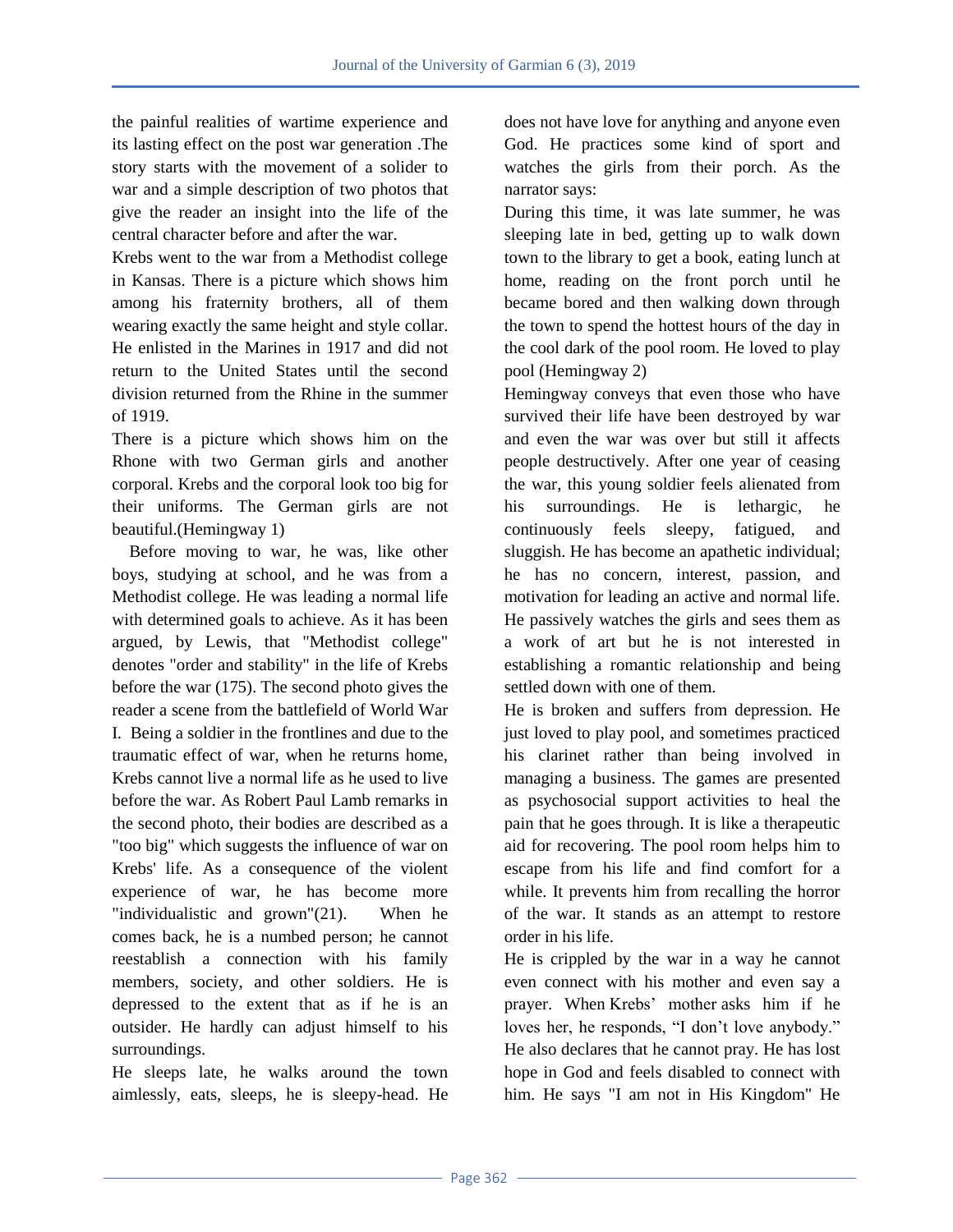the painful realities of wartime experience and its lasting effect on the post war generation .The story starts with the movement of a solider to war and a simple description of two photos that give the reader an insight into the life of the central character before and after the war.

Krebs went to the war from a Methodist college in Kansas. There is a picture which shows him among his fraternity brothers, all of them wearing exactly the same height and style collar. He enlisted in the Marines in 1917 and did not return to the United States until the second division returned from the Rhine in the summer of 1919.

There is a picture which shows him on the Rhone with two German girls and another corporal. Krebs and the corporal look too big for their uniforms. The German girls are not beautiful.(Hemingway 1)

Before moving to war, he was, like other boys, studying at school, and he was from a Methodist college. He was leading a normal life with determined goals to achieve. As it has been argued, by Lewis, that "Methodist college" denotes "order and stability" in the life of Krebs before the war (175). The second photo gives the reader a scene from the battlefield of World War I. Being a soldier in the frontlines and due to the traumatic effect of war, when he returns home, Krebs cannot live a normal life as he used to live before the war. As Robert Paul Lamb remarks in the second photo, their bodies are described as a "too big" which suggests the influence of war on Krebs' life. As a consequence of the violent experience of war, he has become more "individualistic and grown"(21). When he comes back, he is a numbed person; he cannot reestablish a connection with his family members, society, and other soldiers. He is depressed to the extent that as if he is an outsider. He hardly can adjust himself to his surroundings.

He sleeps late, he walks around the town aimlessly, eats, sleeps, he is sleepy-head. He does not have love for anything and anyone even God. He practices some kind of sport and watches the girls from their porch. As the narrator says:

During this time, it was late summer, he was sleeping late in bed, getting up to walk down town to the library to get a book, eating lunch at home, reading on the front porch until he became bored and then walking down through the town to spend the hottest hours of the day in the cool dark of the pool room. He loved to play pool (Hemingway 2)

Hemingway conveys that even those who have survived their life have been destroyed by war and even the war was over but still it affects people destructively. After one year of ceasing the war, this young soldier feels alienated from his surroundings. He is lethargic, he continuously feels sleepy, fatigued, and sluggish. He has become an apathetic individual; he has no concern, interest, passion, and motivation for leading an active and normal life. He passively watches the girls and sees them as a work of art but he is not interested in establishing a romantic relationship and being settled down with one of them.

He is broken and suffers from depression. He just loved to play pool, and sometimes practiced his clarinet rather than being involved in managing a business. The games are presented as psychosocial support activities to heal the pain that he goes through. It is like a therapeutic aid for recovering. The pool room helps him to escape from his life and find comfort for a while. It prevents him from recalling the horror of the war. It stands as an attempt to restore order in his life.

He is crippled by the war in a way he cannot even connect with his mother and even say a prayer. When Krebs' mother asks him if he loves her, he responds, "I don't love anybody." He also declares that he cannot pray. He has lost hope in God and feels disabled to connect with him. He says "I am not in His Kingdom" He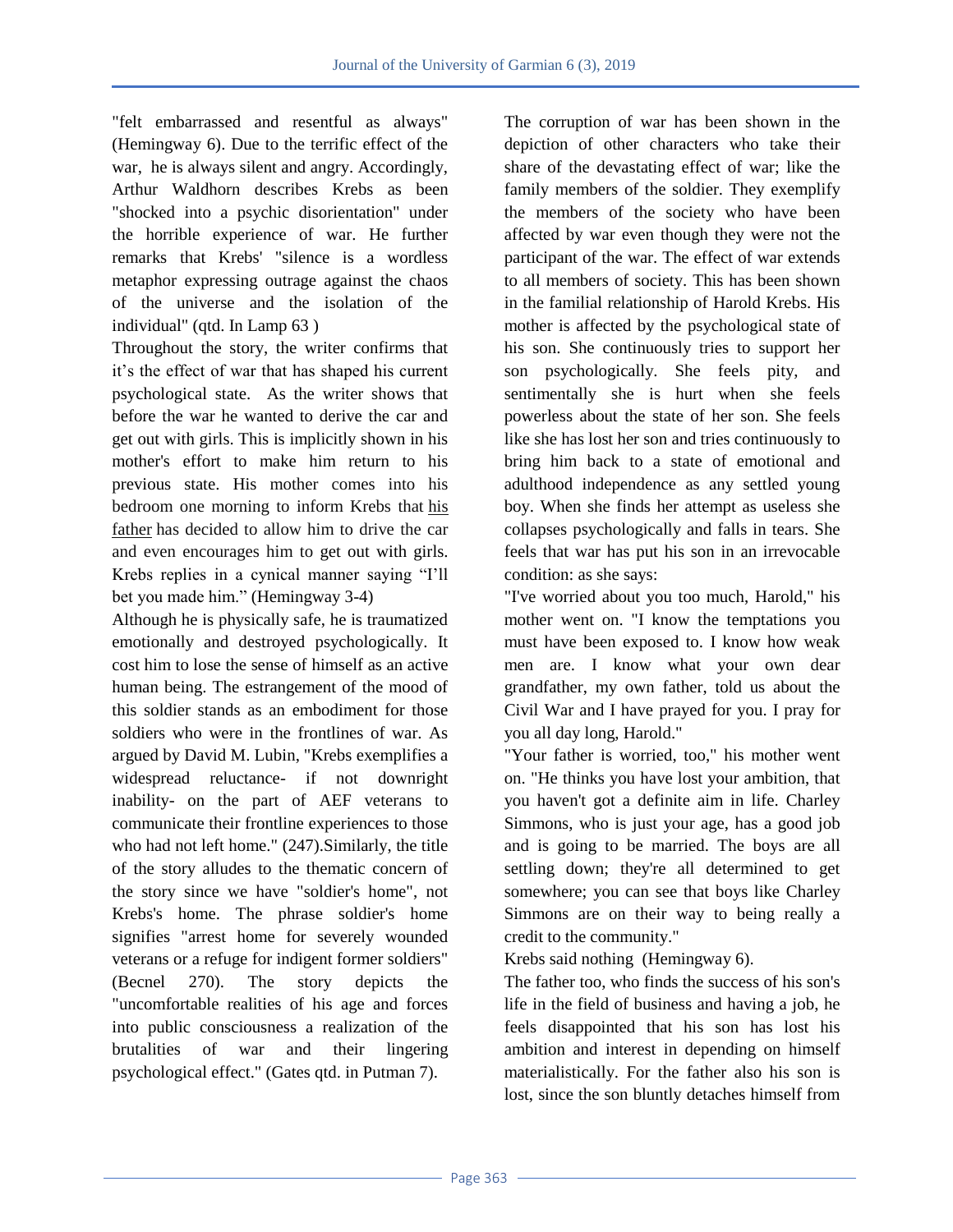"felt embarrassed and resentful as always" (Hemingway 6). Due to the terrific effect of the war, he is always silent and angry. Accordingly, Arthur Waldhorn describes Krebs as been "shocked into a psychic disorientation" under the horrible experience of war. He further remarks that Krebs' "silence is a wordless metaphor expressing outrage against the chaos of the universe and the isolation of the individual" (qtd. In Lamp 63 )

Throughout the story, the writer confirms that it's the effect of war that has shaped his current psychological state. As the writer shows that before the war he wanted to derive the car and get out with girls. This is implicitly shown in his mother's effort to make him return to his previous state. His mother comes into his bedroom one morning to inform Krebs that his father has decided to allow him to drive the car and even encourages him to get out with girls. Krebs replies in a cynical manner saying "I'll bet you made him." (Hemingway 3-4)

Although he is physically safe, he is traumatized emotionally and destroyed psychologically. It cost him to lose the sense of himself as an active human being. The estrangement of the mood of this soldier stands as an embodiment for those soldiers who were in the frontlines of war. As argued by David M. Lubin, "Krebs exemplifies a widespread reluctance- if not downright inability- on the part of AEF veterans to communicate their frontline experiences to those who had not left home." (247).Similarly, the title of the story alludes to the thematic concern of the story since we have "soldier's home", not Krebs's home. The phrase soldier's home signifies "arrest home for severely wounded veterans or a refuge for indigent former soldiers" (Becnel 270). The story depicts the "uncomfortable realities of his age and forces into public consciousness a realization of the brutalities of war and their lingering psychological effect." (Gates qtd. in Putman 7).

The corruption of war has been shown in the depiction of other characters who take their share of the devastating effect of war; like the family members of the soldier. They exemplify the members of the society who have been affected by war even though they were not the participant of the war. The effect of war extends to all members of society. This has been shown in the familial relationship of Harold Krebs. His mother is affected by the psychological state of his son. She continuously tries to support her son psychologically. She feels pity, and sentimentally she is hurt when she feels powerless about the state of her son. She feels like she has lost her son and tries continuously to bring him back to a state of emotional and adulthood independence as any settled young boy. When she finds her attempt as useless she collapses psychologically and falls in tears. She feels that war has put his son in an irrevocable condition: as she says:

"I've worried about you too much, Harold," his mother went on. "I know the temptations you must have been exposed to. I know how weak men are. I know what your own dear grandfather, my own father, told us about the Civil War and I have prayed for you. I pray for you all day long, Harold."

"Your father is worried, too," his mother went on. "He thinks you have lost your ambition, that you haven't got a definite aim in life. Charley Simmons, who is just your age, has a good job and is going to be married. The boys are all settling down; they're all determined to get somewhere; you can see that boys like Charley Simmons are on their way to being really a credit to the community."

Krebs said nothing (Hemingway 6).

The father too, who finds the success of his son's life in the field of business and having a job, he feels disappointed that his son has lost his ambition and interest in depending on himself materialistically. For the father also his son is lost, since the son bluntly detaches himself from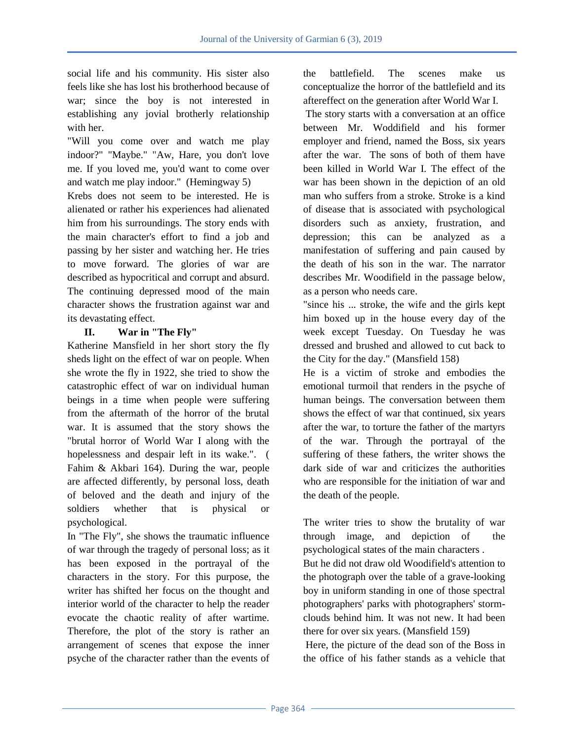social life and his community. His sister also feels like she has lost his brotherhood because of war; since the boy is not interested in establishing any jovial brotherly relationship with her.

"Will you come over and watch me play indoor?" "Maybe." "Aw, Hare, you don't love me. If you loved me, you'd want to come over and watch me play indoor." (Hemingway 5)

Krebs does not seem to be interested. He is alienated or rather his experiences had alienated him from his surroundings. The story ends with the main character's effort to find a job and passing by her sister and watching her. He tries to move forward. The glories of war are described as hypocritical and corrupt and absurd. The continuing depressed mood of the main character shows the frustration against war and its devastating effect.

## II. War in "The Fly"

Katherine Mansfield in her short story the fly sheds light on the effect of war on people. When she wrote the fly in 1922, she tried to show the catastrophic effect of war on individual human beings in a time when people were suffering from the aftermath of the horror of the brutal war. It is assumed that the story shows the "brutal horror of World War I along with the hopelessness and despair left in its wake.". ( Fahim & Akbari 164). During the war, people are affected differently, by personal loss, death of beloved and the death and injury of the soldiers whether that is physical or psychological.

In "The Fly", she shows the traumatic influence of war through the tragedy of personal loss; as it has been exposed in the portrayal of the characters in the story. For this purpose, the writer has shifted her focus on the thought and interior world of the character to help the reader evocate the chaotic reality of after wartime. Therefore, the plot of the story is rather an arrangement of scenes that expose the inner psyche of the character rather than the events of the battlefield. The scenes make us conceptualize the horror of the battlefield and its aftereffect on the generation after World War I.

The story starts with a conversation at an office between Mr. Woddifield and his former employer and friend, named the Boss, six years after the war. The sons of both of them have been killed in World War I. The effect of the war has been shown in the depiction of an old man who suffers from a stroke. Stroke is a kind of disease that is associated with psychological disorders such as anxiety, frustration, and depression; this can be analyzed as a manifestation of suffering and pain caused by the death of his son in the war. The narrator describes Mr. Woodifield in the passage below, as a person who needs care.

"since his ... stroke, the wife and the girls kept him boxed up in the house every day of the week except Tuesday. On Tuesday he was dressed and brushed and allowed to cut back to the City for the day." (Mansfield 158)

He is a victim of stroke and embodies the emotional turmoil that renders in the psyche of human beings. The conversation between them shows the effect of war that continued, six years after the war, to torture the father of the martyrs of the war. Through the portrayal of the suffering of these fathers, the writer shows the dark side of war and criticizes the authorities who are responsible for the initiation of war and the death of the people.

The writer tries to show the brutality of war through image, and depiction of the psychological states of the main characters .

But he did not draw old Woodifield's attention to the photograph over the table of a grave-looking boy in uniform standing in one of those spectral photographers' parks with photographers' storm-clouds behind him. It was not new. It had been there for over six years. (Mansfield 159)

Here, the picture of the dead son of the Boss in the office of his father stands as a vehicle that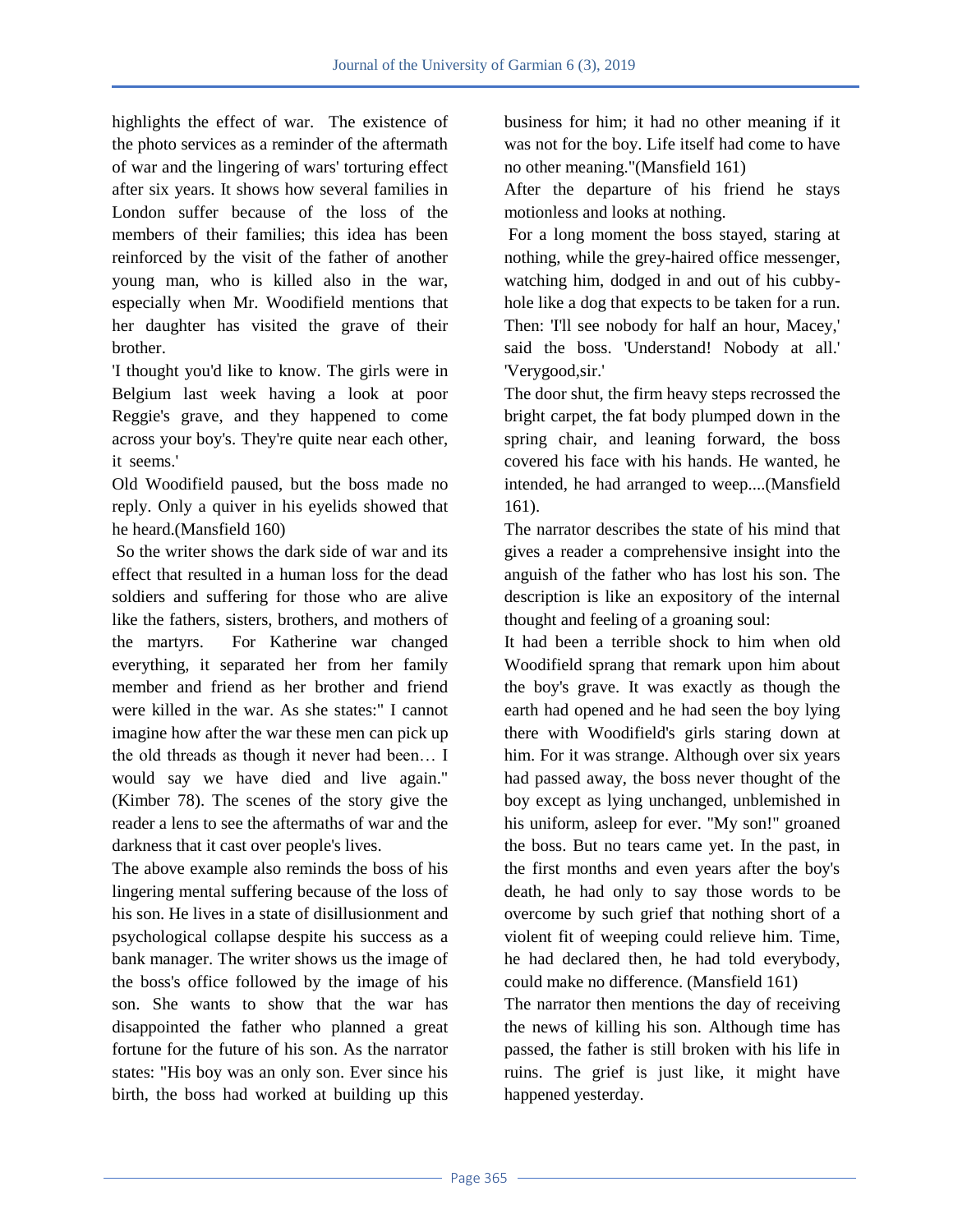highlights the effect of war. The existence of the photo services as a reminder of the aftermath of war and the lingering of wars' torturing effect after six years. It shows how several families in London suffer because of the loss of the members of their families; this idea has been reinforced by the visit of the father of another young man, who is killed also in the war, especially when Mr. Woodifield mentions that her daughter has visited the grave of their brother.

'I thought you'd like to know. The girls were in Belgium last week having a look at poor Reggie's grave, and they happened to come across your boy's. They're quite near each other, it seems.'

Old Woodifield paused, but the boss made no reply. Only a quiver in his eyelids showed that he heard.(Mansfield 160)

So the writer shows the dark side of war and its effect that resulted in a human loss for the dead soldiers and suffering for those who are alive like the fathers, sisters, brothers, and mothers of the martyrs. For Katherine war changed everything, it separated her from her family member and friend as her brother and friend were killed in the war. As she states:" I cannot imagine how after the war these men can pick up the old threads as though it never had been… I would say we have died and live again." (Kimber 78). The scenes of the story give the reader a lens to see the aftermaths of war and the darkness that it cast over people's lives.

The above example also reminds the boss of his lingering mental suffering because of the loss of his son. He lives in a state of disillusionment and psychological collapse despite his success as a bank manager. The writer shows us the image of the boss's office followed by the image of his son. She wants to show that the war has disappointed the father who planned a great fortune for the future of his son. As the narrator states: "His boy was an only son. Ever since his birth, the boss had worked at building up this business for him; it had no other meaning if it was not for the boy. Life itself had come to have no other meaning."(Mansfield 161)

After the departure of his friend he stays motionless and looks at nothing.

For a long moment the boss stayed, staring at nothing, while the grey-haired office messenger, watching him, dodged in and out of his cubby-hole like a dog that expects to be taken for a run. Then: 'I'll see nobody for half an hour, Macey,' said the boss. 'Understand! Nobody at all.' 'Verygood,sir.'

The door shut, the firm heavy steps recrossed the bright carpet, the fat body plumped down in the spring chair, and leaning forward, the boss covered his face with his hands. He wanted, he intended, he had arranged to weep....(Mansfield 161).

The narrator describes the state of his mind that gives a reader a comprehensive insight into the anguish of the father who has lost his son. The description is like an expository of the internal thought and feeling of a groaning soul:

It had been a terrible shock to him when old Woodifield sprang that remark upon him about the boy's grave. It was exactly as though the earth had opened and he had seen the boy lying there with Woodifield's girls staring down at him. For it was strange. Although over six years had passed away, the boss never thought of the boy except as lying unchanged, unblemished in his uniform, asleep for ever. "My son!" groaned the boss. But no tears came yet. In the past, in the first months and even years after the boy's death, he had only to say those words to be overcome by such grief that nothing short of a violent fit of weeping could relieve him. Time, he had declared then, he had told everybody, could make no difference. (Mansfield 161)

The narrator then mentions the day of receiving the news of killing his son. Although time has passed, the father is still broken with his life in ruins. The grief is just like, it might have happened yesterday.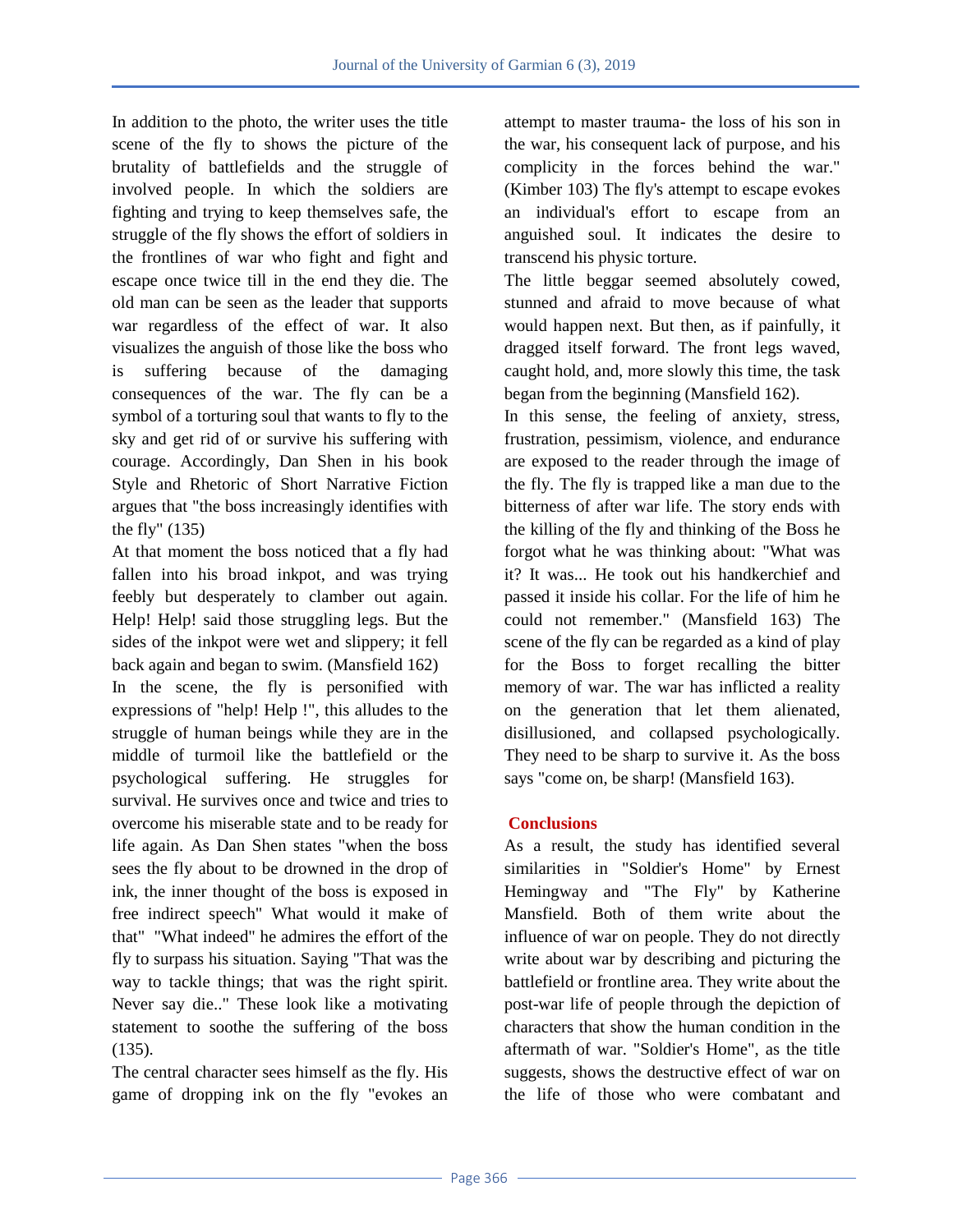In addition to the photo, the writer uses the title scene of the fly to shows the picture of the brutality of battlefields and the struggle of involved people. In which the soldiers are fighting and trying to keep themselves safe, the struggle of the fly shows the effort of soldiers in the frontlines of war who fight and fight and escape once twice till in the end they die. The old man can be seen as the leader that supports war regardless of the effect of war. It also visualizes the anguish of those like the boss who is suffering because of the damaging consequences of the war. The fly can be a symbol of a torturing soul that wants to fly to the sky and get rid of or survive his suffering with courage. Accordingly, Dan Shen in his book Style and Rhetoric of Short Narrative Fiction argues that "the boss increasingly identifies with the fly" (135)

At that moment the boss noticed that a fly had fallen into his broad inkpot, and was trying feebly but desperately to clamber out again. Help! Help! said those struggling legs. But the sides of the inkpot were wet and slippery; it fell back again and began to swim. (Mansfield 162)

In the scene, the fly is personified with expressions of "help! Help !", this alludes to the struggle of human beings while they are in the middle of turmoil like the battlefield or the psychological suffering. He struggles for survival. He survives once and twice and tries to overcome his miserable state and to be ready for life again. As Dan Shen states "when the boss sees the fly about to be drowned in the drop of ink, the inner thought of the boss is exposed in free indirect speech" What would it make of that" "What indeed" he admires the effort of the fly to surpass his situation. Saying "That was the way to tackle things; that was the right spirit. Never say die.." These look like a motivating statement to soothe the suffering of the boss (135).

The central character sees himself as the fly. His game of dropping ink on the fly "evokes an attempt to master trauma- the loss of his son in the war, his consequent lack of purpose, and his complicity in the forces behind the war." (Kimber 103) The fly's attempt to escape evokes an individual's effort to escape from an anguished soul. It indicates the desire to transcend his physic torture.

The little beggar seemed absolutely cowed, stunned and afraid to move because of what would happen next. But then, as if painfully, it dragged itself forward. The front legs waved, caught hold, and, more slowly this time, the task began from the beginning (Mansfield 162).

In this sense, the feeling of anxiety, stress, frustration, pessimism, violence, and endurance are exposed to the reader through the image of the fly. The fly is trapped like a man due to the bitterness of after war life. The story ends with the killing of the fly and thinking of the Boss he forgot what he was thinking about: "What was it? It was... He took out his handkerchief and passed it inside his collar. For the life of him he could not remember." (Mansfield 163) The scene of the fly can be regarded as a kind of play for the Boss to forget recalling the bitter memory of war. The war has inflicted a reality on the generation that let them alienated, disillusioned, and collapsed psychologically. They need to be sharp to survive it. As the boss says "come on, be sharp! (Mansfield 163).

## Conclusions

As a result, the study has identified several similarities in "Soldier's Home" by Ernest Hemingway and "The Fly" by Katherine Mansfield. Both of them write about the influence of war on people. They do not directly write about war by describing and picturing the battlefield or frontline area. They write about the post-war life of people through the depiction of characters that show the human condition in the aftermath of war. "Soldier's Home", as the title suggests, shows the destructive effect of war on the life of those who were combatant and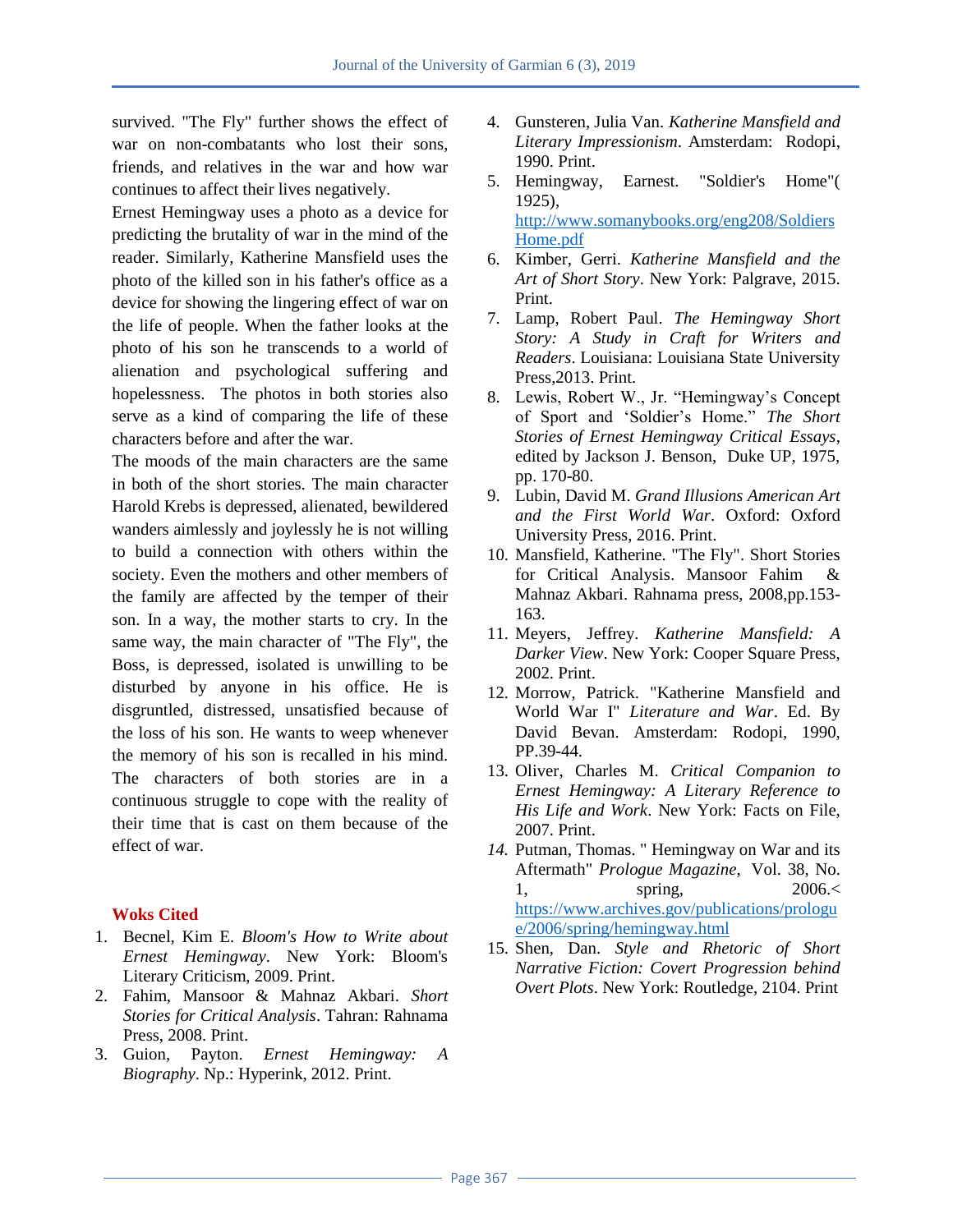survived. "The Fly" further shows the effect of war on non-combatants who lost their sons, friends, and relatives in the war and how war continues to affect their lives negatively.

Ernest Hemingway uses a photo as a device for predicting the brutality of war in the mind of the reader. Similarly, Katherine Mansfield uses the photo of the killed son in his father's office as a device for showing the lingering effect of war on the life of people. When the father looks at the photo of his son he transcends to a world of alienation and psychological suffering and hopelessness. The photos in both stories also serve as a kind of comparing the life of these characters before and after the war.

The moods of the main characters are the same in both of the short stories. The main character Harold Krebs is depressed, alienated, bewildered wanders aimlessly and joylessly he is not willing to build a connection with others within the society. Even the mothers and other members of the family are affected by the temper of their son. In a way, the mother starts to cry. In the same way, the main character of "The Fly", the Boss, is depressed, isolated is unwilling to be disturbed by anyone in his office. He is disgruntled, distressed, unsatisfied because of the loss of his son. He wants to weep whenever the memory of his son is recalled in his mind. The characters of both stories are in a continuous struggle to cope with the reality of their time that is cast on them because of the effect of war.

## Woks Cited

1. Becnel, Kim E. *Bloom's How to Write about Ernest Hemingway*. New York: Bloom's Literary Criticism, 2009. Print.
2. Fahim, Mansoor & Mahnaz Akbari. *Short Stories for Critical Analysis*. Tahran: Rahnama Press, 2008. Print.
3. Guion, Payton. *Ernest Hemingway: A Biography*. Np.: Hyperink, 2012. Print.
4. Gunsteren, Julia Van. *Katherine Mansfield and Literary Impressionism*. Amsterdam: Rodopi, 1990. Print.
5. Hemingway, Earnest. "Soldier's Home"( 1925), http://www.somanybooks.org/eng208/SoldiersHome.pdf
6. Kimber, Gerri. *Katherine Mansfield and the Art of Short Story*. New York: Palgrave, 2015. Print.
7. Lamp, Robert Paul. *The Hemingway Short Story: A Study in Craft for Writers and Readers*. Louisiana: Louisiana State University Press,2013. Print.
8. Lewis, Robert W., Jr. "Hemingway's Concept of Sport and 'Soldier's Home." *The Short Stories of Ernest Hemingway Critical Essays*, edited by Jackson J. Benson, Duke UP, 1975, pp. 170-80.
9. Lubin, David M. *Grand Illusions American Art and the First World War*. Oxford: Oxford University Press, 2016. Print.
10. Mansfield, Katherine. "The Fly". Short Stories for Critical Analysis. Mansoor Fahim & Mahnaz Akbari. Rahnama press, 2008,pp.153-163.
11. Meyers, Jeffrey. *Katherine Mansfield: A Darker View*. New York: Cooper Square Press, 2002. Print.
12. Morrow, Patrick. "Katherine Mansfield and World War I" *Literature and War*. Ed. By David Bevan. Amsterdam: Rodopi, 1990, PP.39-44.
13. Oliver, Charles M. *Critical Companion to Ernest Hemingway: A Literary Reference to His Life and Work*. New York: Facts on File, 2007. Print.
14. Putman, Thomas. " Hemingway on War and its Aftermath" *Prologue Magazine*, Vol. 38, No. 1, spring, 2006.< https://www.archives.gov/publications/prologue/2006/spring/hemingway.html
15. Shen, Dan. *Style and Rhetoric of Short Narrative Fiction: Covert Progression behind Overt Plots*. New York: Routledge, 2104. Print